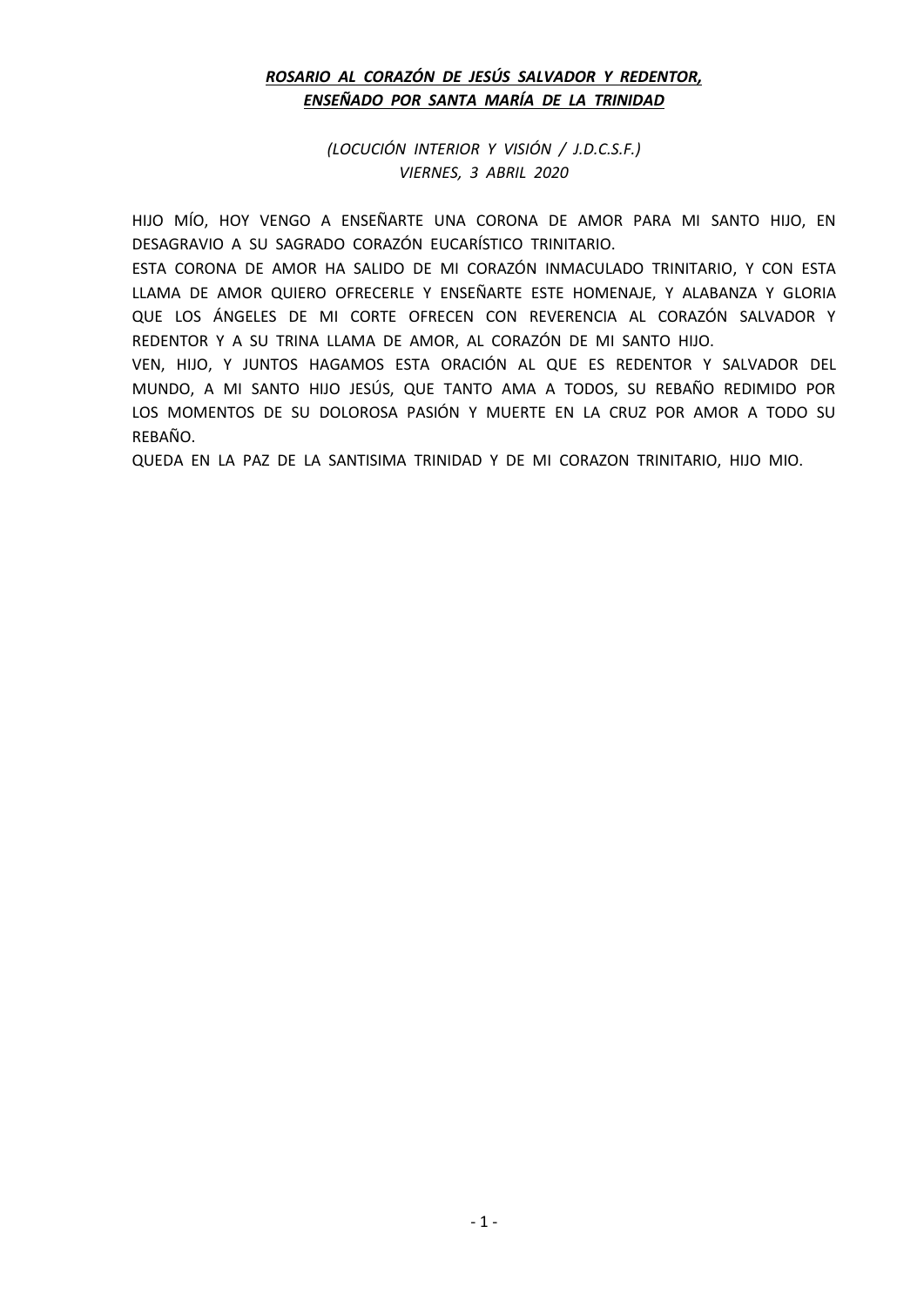***ROSARIO AL CORAZÓN DE JESÚS SALVADOR Y REDENTOR, ENSEÑADO POR SANTA MARÍA DE LA TRINIDAD***

*(LOCUCIÓN INTERIOR Y VISIÓN / J.D.C.S.F.)*
*VIERNES, 3 ABRIL 2020*

HIJO MÍO, HOY VENGO A ENSEÑARTE UNA CORONA DE AMOR PARA MI SANTO HIJO, EN DESAGRAVIO A SU SAGRADO CORAZÓN EUCARÍSTICO TRINITARIO.

ESTA CORONA DE AMOR HA SALIDO DE MI CORAZÓN INMACULADO TRINITARIO, Y CON ESTA LLAMA DE AMOR QUIERO OFRECERLE Y ENSEÑARTE ESTE HOMENAJE, Y ALABANZA Y GLORIA QUE LOS ÁNGELES DE MI CORTE OFRECEN CON REVERENCIA AL CORAZÓN SALVADOR Y REDENTOR Y A SU TRINA LLAMA DE AMOR, AL CORAZÓN DE MI SANTO HIJO.

VEN, HIJO, Y JUNTOS HAGAMOS ESTA ORACIÓN AL QUE ES REDENTOR Y SALVADOR DEL MUNDO, A MI SANTO HIJO JESÚS, QUE TANTO AMA A TODOS, SU REBAÑO REDIMIDO POR LOS MOMENTOS DE SU DOLOROSA PASIÓN Y MUERTE EN LA CRUZ POR AMOR A TODO SU REBAÑO.

QUEDA EN LA PAZ DE LA SANTISIMA TRINIDAD Y DE MI CORAZON TRINITARIO, HIJO MIO.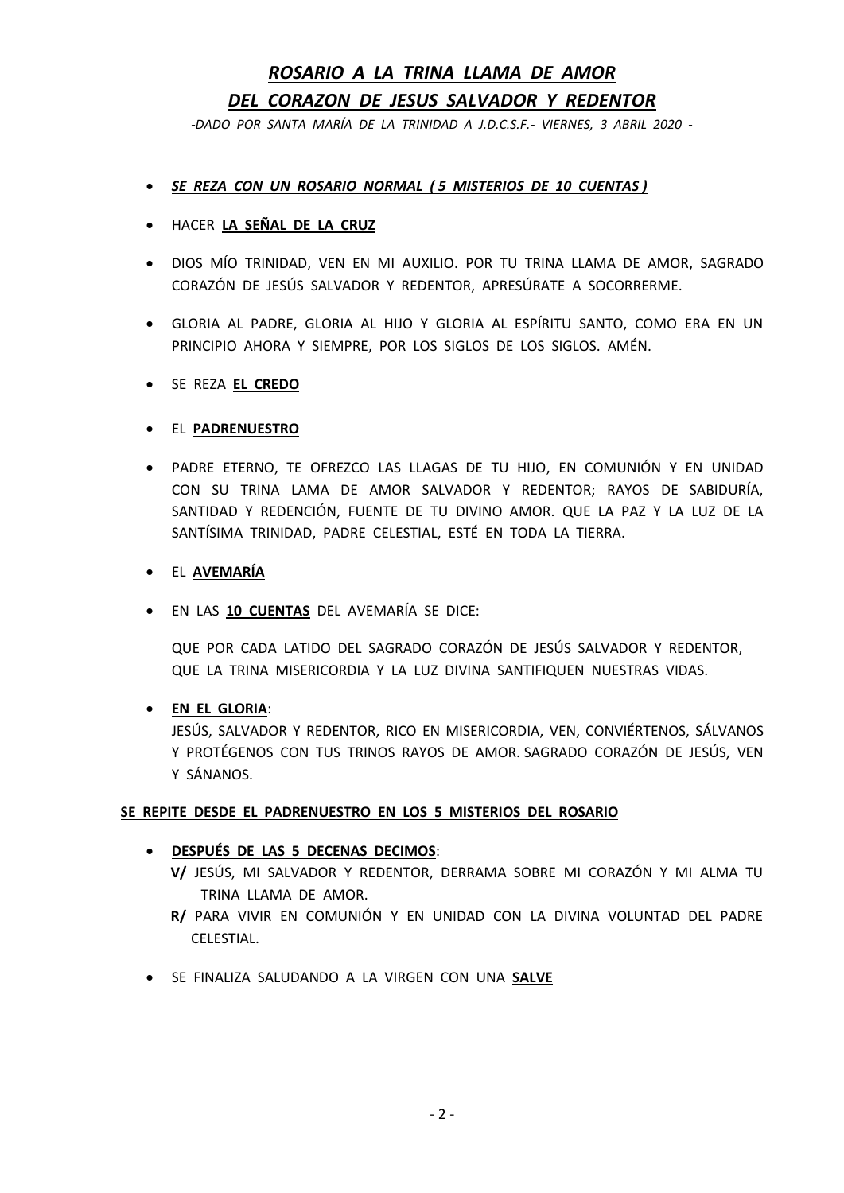## ***ROSARIO A LA TRINA LLAMA DE AMOR***
## ***DEL CORAZON DE JESUS SALVADOR Y REDENTOR***

*-DADO POR SANTA MARÍA DE LA TRINIDAD A J.D.C.S.F.- VIERNES, 3 ABRIL 2020 -*

- ***SE REZA CON UN ROSARIO NORMAL ( 5 MISTERIOS DE 10 CUENTAS )***
- HACER **LA SEÑAL DE LA CRUZ**
- DIOS MÍO TRINIDAD, VEN EN MI AUXILIO. POR TU TRINA LLAMA DE AMOR, SAGRADO CORAZÓN DE JESÚS SALVADOR Y REDENTOR, APRESÚRATE A SOCORRERME.
- GLORIA AL PADRE, GLORIA AL HIJO Y GLORIA AL ESPÍRITU SANTO, COMO ERA EN UN PRINCIPIO AHORA Y SIEMPRE, POR LOS SIGLOS DE LOS SIGLOS. AMÉN.
- SE REZA **EL CREDO**
- EL **PADRENUESTRO**
- PADRE ETERNO, TE OFREZCO LAS LLAGAS DE TU HIJO, EN COMUNIÓN Y EN UNIDAD CON SU TRINA LAMA DE AMOR SALVADOR Y REDENTOR; RAYOS DE SABIDURÍA, SANTIDAD Y REDENCIÓN, FUENTE DE TU DIVINO AMOR. QUE LA PAZ Y LA LUZ DE LA SANTÍSIMA TRINIDAD, PADRE CELESTIAL, ESTÉ EN TODA LA TIERRA.
- EL **AVEMARÍA**
- EN LAS **10 CUENTAS** DEL AVEMARÍA SE DICE:

  QUE POR CADA LATIDO DEL SAGRADO CORAZÓN DE JESÚS SALVADOR Y REDENTOR, QUE LA TRINA MISERICORDIA Y LA LUZ DIVINA SANTIFIQUEN NUESTRAS VIDAS.

- **EN EL GLORIA**:
  JESÚS, SALVADOR Y REDENTOR, RICO EN MISERICORDIA, VEN, CONVIÉRTENOS, SÁLVANOS Y PROTÉGENOS CON TUS TRINOS RAYOS DE AMOR. SAGRADO CORAZÓN DE JESÚS, VEN Y SÁNANOS.

**SE REPITE DESDE EL PADRENUESTRO EN LOS 5 MISTERIOS DEL ROSARIO**

- **DESPUÉS DE LAS 5 DECENAS DECIMOS**:
  **V/** JESÚS, MI SALVADOR Y REDENTOR, DERRAMA SOBRE MI CORAZÓN Y MI ALMA TU TRINA LLAMA DE AMOR.
  **R/** PARA VIVIR EN COMUNIÓN Y EN UNIDAD CON LA DIVINA VOLUNTAD DEL PADRE CELESTIAL.
- SE FINALIZA SALUDANDO A LA VIRGEN CON UNA **SALVE**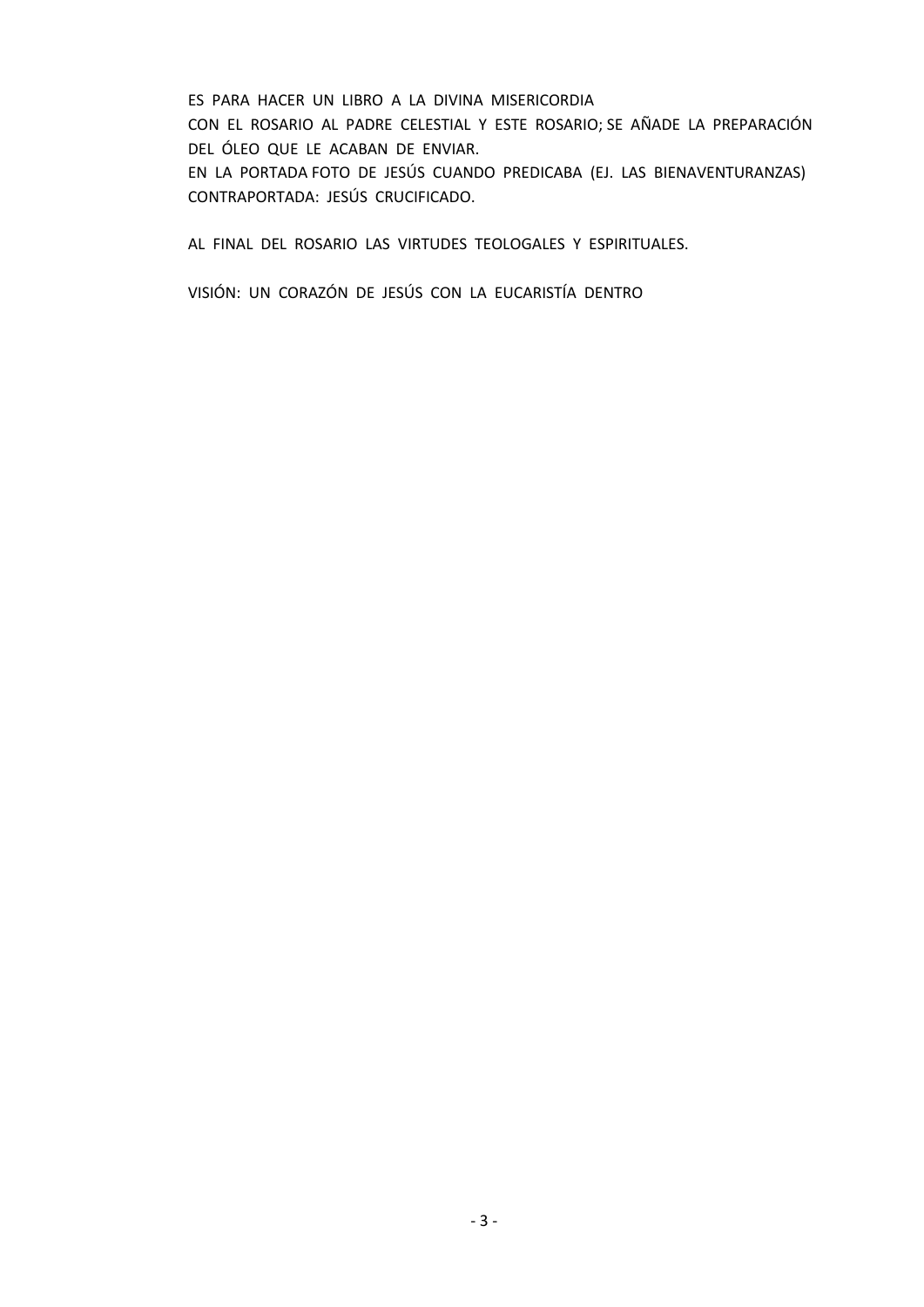ES PARA HACER UN LIBRO A LA DIVINA MISERICORDIA
CON EL ROSARIO AL PADRE CELESTIAL Y ESTE ROSARIO; SE AÑADE LA PREPARACIÓN DEL ÓLEO QUE LE ACABAN DE ENVIAR.
EN LA PORTADA FOTO DE JESÚS CUANDO PREDICABA (EJ. LAS BIENAVENTURANZAS)
CONTRAPORTADA: JESÚS CRUCIFICADO.

AL FINAL DEL ROSARIO LAS VIRTUDES TEOLOGALES Y ESPIRITUALES.

VISIÓN: UN CORAZÓN DE JESÚS CON LA EUCARISTÍA DENTRO